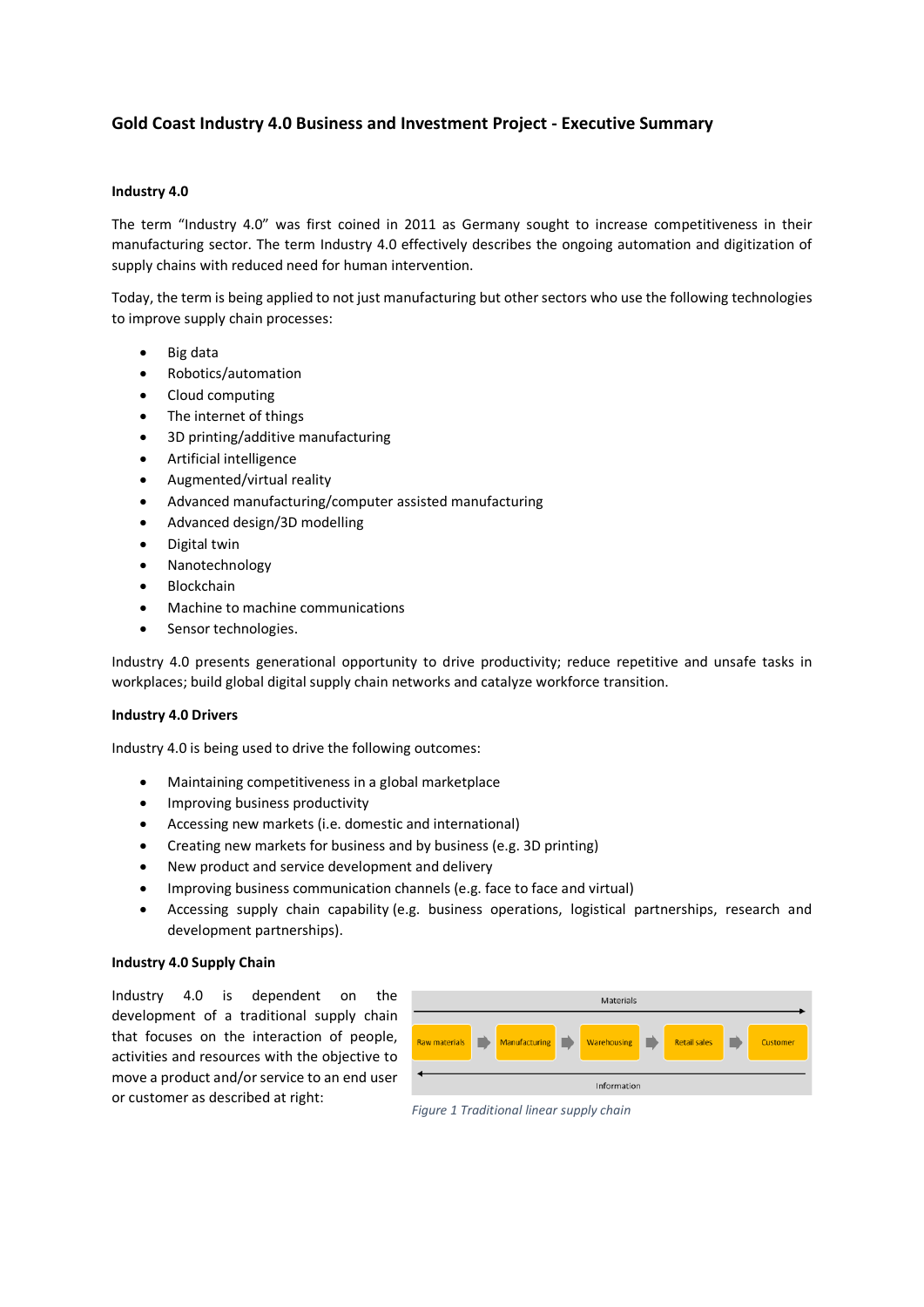# Gold Coast Industry 4.0 Business and Investment Project - Executive Summary

## Industry 4.0

The term "Industry 4.0" was first coined in 2011 as Germany sought to increase competitiveness in their manufacturing sector. The term Industry 4.0 effectively describes the ongoing automation and digitization of supply chains with reduced need for human intervention.

Today, the term is being applied to not just manufacturing but other sectors who use the following technologies to improve supply chain processes:

- Big data
- Robotics/automation
- Cloud computing
- The internet of things
- 3D printing/additive manufacturing
- Artificial intelligence
- Augmented/virtual reality
- Advanced manufacturing/computer assisted manufacturing
- Advanced design/3D modelling
- Digital twin
- Nanotechnology
- Blockchain
- Machine to machine communications
- Sensor technologies.

Industry 4.0 presents generational opportunity to drive productivity; reduce repetitive and unsafe tasks in workplaces; build global digital supply chain networks and catalyze workforce transition.

## Industry 4.0 Drivers

Industry 4.0 is being used to drive the following outcomes:

- Maintaining competitiveness in a global marketplace
- Improving business productivity
- Accessing new markets (i.e. domestic and international)
- Creating new markets for business and by business (e.g. 3D printing)
- New product and service development and delivery
- Improving business communication channels (e.g. face to face and virtual)
- Accessing supply chain capability (e.g. business operations, logistical partnerships, research and development partnerships).

## Industry 4.0 Supply Chain

Industry 4.0 is dependent on the development of a traditional supply chain that focuses on the interaction of people, activities and resources with the objective to move a product and/or service to an end user or customer as described at right:

Materials →

Raw materials → Manufacturing → Warehousing → Retail sales → Customer

← Information

*Figure 1 Traditional linear supply chain*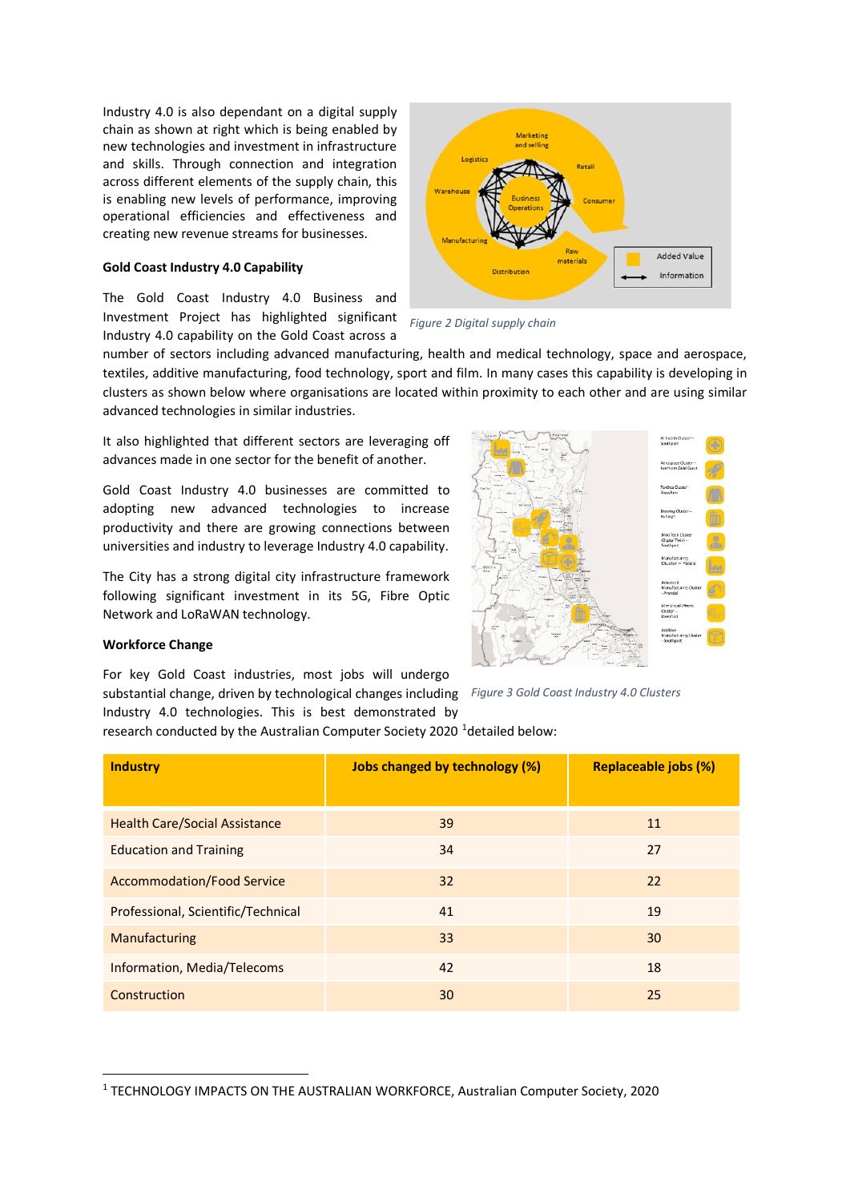Industry 4.0 is also dependant on a digital supply chain as shown at right which is being enabled by new technologies and investment in infrastructure and skills. Through connection and integration across different elements of the supply chain, this is enabling new levels of performance, improving operational efficiencies and effectiveness and creating new revenue streams for businesses.

*Figure 2 Digital supply chain*

**Gold Coast Industry 4.0 Capability**

The Gold Coast Industry 4.0 Business and Investment Project has highlighted significant Industry 4.0 capability on the Gold Coast across a number of sectors including advanced manufacturing, health and medical technology, space and aerospace, textiles, additive manufacturing, food technology, sport and film. In many cases this capability is developing in clusters as shown below where organisations are located within proximity to each other and are using similar advanced technologies in similar industries.

It also highlighted that different sectors are leveraging off advances made in one sector for the benefit of another.

Gold Coast Industry 4.0 businesses are committed to adopting new advanced technologies to increase productivity and there are growing connections between universities and industry to leverage Industry 4.0 capability.

The City has a strong digital city infrastructure framework following significant investment in its 5G, Fibre Optic Network and LoRaWAN technology.

*Figure 3 Gold Coast Industry 4.0 Clusters*

**Workforce Change**

For key Gold Coast industries, most jobs will undergo substantial change, driven by technological changes including Industry 4.0 technologies. This is best demonstrated by research conducted by the Australian Computer Society 2020 [1]detailed below:

| Industry | Jobs changed by technology (%) | Replaceable jobs (%) |
|---|---|---|
| Health Care/Social Assistance | 39 | 11 |
| Education and Training | 34 | 27 |
| Accommodation/Food Service | 32 | 22 |
| Professional, Scientific/Technical | 41 | 19 |
| Manufacturing | 33 | 30 |
| Information, Media/Telecoms | 42 | 18 |
| Construction | 30 | 25 |

[1] TECHNOLOGY IMPACTS ON THE AUSTRALIAN WORKFORCE, Australian Computer Society, 2020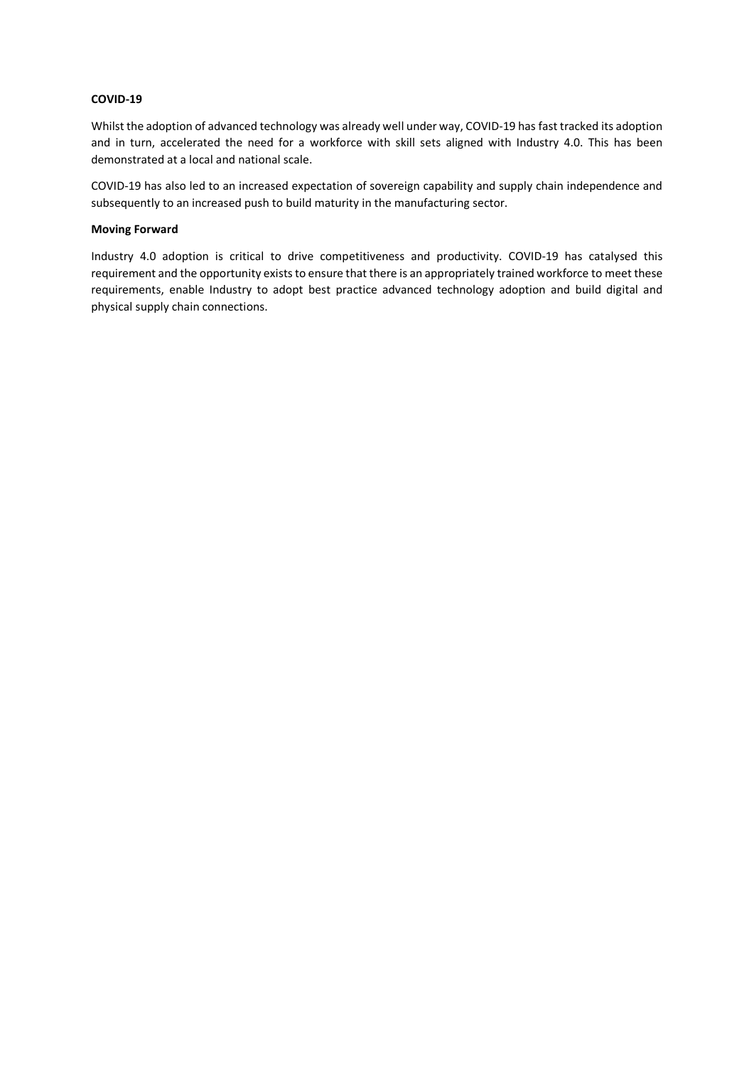**COVID-19**

Whilst the adoption of advanced technology was already well under way, COVID-19 has fast tracked its adoption and in turn, accelerated the need for a workforce with skill sets aligned with Industry 4.0. This has been demonstrated at a local and national scale.

COVID-19 has also led to an increased expectation of sovereign capability and supply chain independence and subsequently to an increased push to build maturity in the manufacturing sector.

**Moving Forward**

Industry 4.0 adoption is critical to drive competitiveness and productivity. COVID-19 has catalysed this requirement and the opportunity exists to ensure that there is an appropriately trained workforce to meet these requirements, enable Industry to adopt best practice advanced technology adoption and build digital and physical supply chain connections.